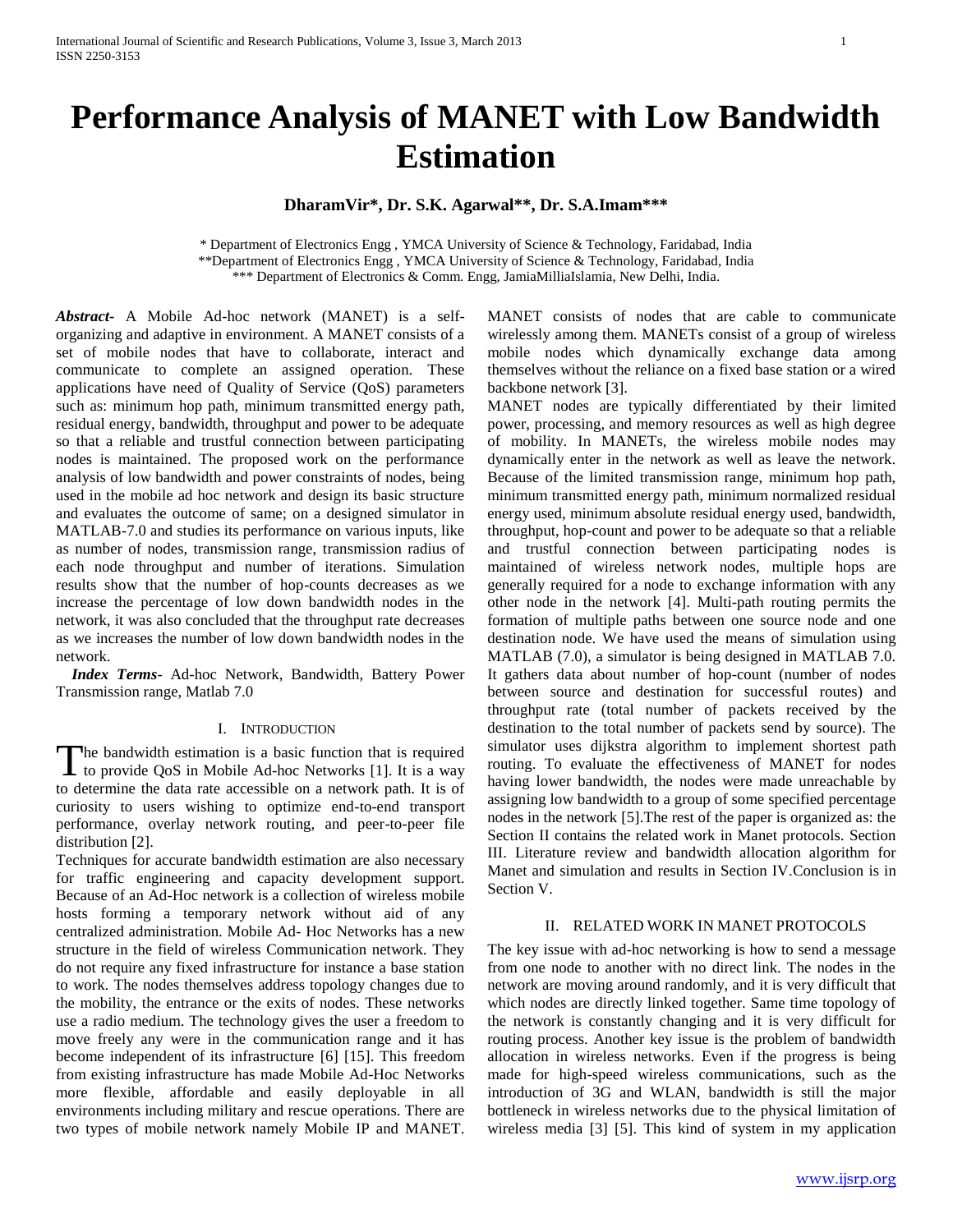# Performance Analysis of MANET with Low Bandwidth Estimation

**DharamVir\*, Dr. S.K. Agarwal\*\*, Dr. S.A.Imam\*\*\***

\* Department of Electronics Engg , YMCA University of Science & Technology, Faridabad, India
\*\*Department of Electronics Engg , YMCA University of Science & Technology, Faridabad, India
\*\*\* Department of Electronics & Comm. Engg, JamiaMilliaIslamia, New Delhi, India.

***Abstract***- A Mobile Ad-hoc network (MANET) is a self-organizing and adaptive in environment. A MANET consists of a set of mobile nodes that have to collaborate, interact and communicate to complete an assigned operation. These applications have need of Quality of Service (QoS) parameters such as: minimum hop path, minimum transmitted energy path, residual energy, bandwidth, throughput and power to be adequate so that a reliable and trustful connection between participating nodes is maintained. The proposed work on the performance analysis of low bandwidth and power constraints of nodes, being used in the mobile ad hoc network and design its basic structure and evaluates the outcome of same; on a designed simulator in MATLAB-7.0 and studies its performance on various inputs, like as number of nodes, transmission range, transmission radius of each node throughput and number of iterations. Simulation results show that the number of hop-counts decreases as we increase the percentage of low down bandwidth nodes in the network, it was also concluded that the throughput rate decreases as we increases the number of low down bandwidth nodes in the network.

***Index Terms***- Ad-hoc Network, Bandwidth, Battery Power Transmission range, Matlab 7.0

## I. Introduction

The bandwidth estimation is a basic function that is required to provide QoS in Mobile Ad-hoc Networks [1]. It is a way to determine the data rate accessible on a network path. It is of curiosity to users wishing to optimize end-to-end transport performance, overlay network routing, and peer-to-peer file distribution [2].

Techniques for accurate bandwidth estimation are also necessary for traffic engineering and capacity development support. Because of an Ad-Hoc network is a collection of wireless mobile hosts forming a temporary network without aid of any centralized administration. Mobile Ad- Hoc Networks has a new structure in the field of wireless Communication network. They do not require any fixed infrastructure for instance a base station to work. The nodes themselves address topology changes due to the mobility, the entrance or the exits of nodes. These networks use a radio medium. The technology gives the user a freedom to move freely any were in the communication range and it has become independent of its infrastructure [6] [15]. This freedom from existing infrastructure has made Mobile Ad-Hoc Networks more flexible, affordable and easily deployable in all environments including military and rescue operations. There are two types of mobile network namely Mobile IP and MANET. MANET consists of nodes that are cable to communicate wirelessly among them. MANETs consist of a group of wireless mobile nodes which dynamically exchange data among themselves without the reliance on a fixed base station or a wired backbone network [3].

MANET nodes are typically differentiated by their limited power, processing, and memory resources as well as high degree of mobility. In MANETs, the wireless mobile nodes may dynamically enter in the network as well as leave the network. Because of the limited transmission range, minimum hop path, minimum transmitted energy path, minimum normalized residual energy used, minimum absolute residual energy used, bandwidth, throughput, hop-count and power to be adequate so that a reliable and trustful connection between participating nodes is maintained of wireless network nodes, multiple hops are generally required for a node to exchange information with any other node in the network [4]. Multi-path routing permits the formation of multiple paths between one source node and one destination node. We have used the means of simulation using MATLAB (7.0), a simulator is being designed in MATLAB 7.0. It gathers data about number of hop-count (number of nodes between source and destination for successful routes) and throughput rate (total number of packets received by the destination to the total number of packets send by source). The simulator uses dijkstra algorithm to implement shortest path routing. To evaluate the effectiveness of MANET for nodes having lower bandwidth, the nodes were made unreachable by assigning low bandwidth to a group of some specified percentage nodes in the network [5].The rest of the paper is organized as: the Section II contains the related work in Manet protocols. Section III. Literature review and bandwidth allocation algorithm for Manet and simulation and results in Section IV.Conclusion is in Section V.

## II. Related Work in MANET Protocols

The key issue with ad-hoc networking is how to send a message from one node to another with no direct link. The nodes in the network are moving around randomly, and it is very difficult that which nodes are directly linked together. Same time topology of the network is constantly changing and it is very difficult for routing process. Another key issue is the problem of bandwidth allocation in wireless networks. Even if the progress is being made for high-speed wireless communications, such as the introduction of 3G and WLAN, bandwidth is still the major bottleneck in wireless networks due to the physical limitation of wireless media [3] [5]. This kind of system in my application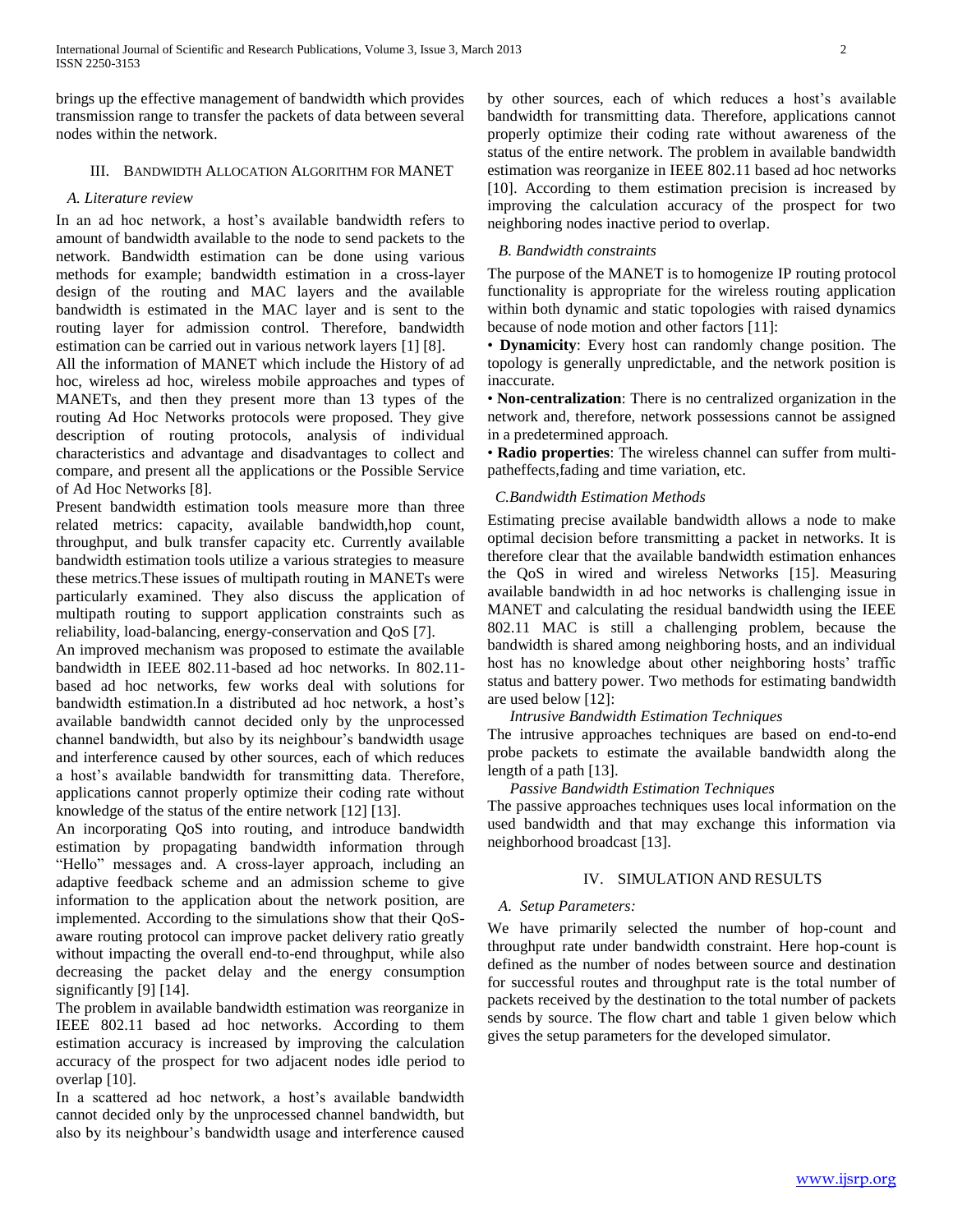brings up the effective management of bandwidth which provides transmission range to transfer the packets of data between several nodes within the network.

## III. Bandwidth Allocation Algorithm for MANET

### *A. Literature review*

In an ad hoc network, a host's available bandwidth refers to amount of bandwidth available to the node to send packets to the network. Bandwidth estimation can be done using various methods for example; bandwidth estimation in a cross-layer design of the routing and MAC layers and the available bandwidth is estimated in the MAC layer and is sent to the routing layer for admission control. Therefore, bandwidth estimation can be carried out in various network layers [1] [8].

All the information of MANET which include the History of ad hoc, wireless ad hoc, wireless mobile approaches and types of MANETs, and then they present more than 13 types of the routing Ad Hoc Networks protocols were proposed. They give description of routing protocols, analysis of individual characteristics and advantage and disadvantages to collect and compare, and present all the applications or the Possible Service of Ad Hoc Networks [8].

Present bandwidth estimation tools measure more than three related metrics: capacity, available bandwidth,hop count, throughput, and bulk transfer capacity etc. Currently available bandwidth estimation tools utilize a various strategies to measure these metrics.These issues of multipath routing in MANETs were particularly examined. They also discuss the application of multipath routing to support application constraints such as reliability, load-balancing, energy-conservation and QoS [7].

An improved mechanism was proposed to estimate the available bandwidth in IEEE 802.11-based ad hoc networks. In 802.11-based ad hoc networks, few works deal with solutions for bandwidth estimation.In a distributed ad hoc network, a host's available bandwidth cannot decided only by the unprocessed channel bandwidth, but also by its neighbour's bandwidth usage and interference caused by other sources, each of which reduces a host's available bandwidth for transmitting data. Therefore, applications cannot properly optimize their coding rate without knowledge of the status of the entire network [12] [13].

An incorporating QoS into routing, and introduce bandwidth estimation by propagating bandwidth information through "Hello" messages and. A cross-layer approach, including an adaptive feedback scheme and an admission scheme to give information to the application about the network position, are implemented. According to the simulations show that their QoS-aware routing protocol can improve packet delivery ratio greatly without impacting the overall end-to-end throughput, while also decreasing the packet delay and the energy consumption significantly [9] [14].

The problem in available bandwidth estimation was reorganize in IEEE 802.11 based ad hoc networks. According to them estimation accuracy is increased by improving the calculation accuracy of the prospect for two adjacent nodes idle period to overlap [10].

In a scattered ad hoc network, a host's available bandwidth cannot decided only by the unprocessed channel bandwidth, but also by its neighbour's bandwidth usage and interference caused by other sources, each of which reduces a host's available bandwidth for transmitting data. Therefore, applications cannot properly optimize their coding rate without awareness of the status of the entire network. The problem in available bandwidth estimation was reorganize in IEEE 802.11 based ad hoc networks [10]. According to them estimation precision is increased by improving the calculation accuracy of the prospect for two neighboring nodes inactive period to overlap.

### *B. Bandwidth constraints*

The purpose of the MANET is to homogenize IP routing protocol functionality is appropriate for the wireless routing application within both dynamic and static topologies with raised dynamics because of node motion and other factors [11]:

- **Dynamicity**: Every host can randomly change position. The topology is generally unpredictable, and the network position is inaccurate.
- **Non-centralization**: There is no centralized organization in the network and, therefore, network possessions cannot be assigned in a predetermined approach.
- **Radio properties**: The wireless channel can suffer from multi-patheffects,fading and time variation, etc.

### *C.Bandwidth Estimation Methods*

Estimating precise available bandwidth allows a node to make optimal decision before transmitting a packet in networks. It is therefore clear that the available bandwidth estimation enhances the QoS in wired and wireless Networks [15]. Measuring available bandwidth in ad hoc networks is challenging issue in MANET and calculating the residual bandwidth using the IEEE 802.11 MAC is still a challenging problem, because the bandwidth is shared among neighboring hosts, and an individual host has no knowledge about other neighboring hosts' traffic status and battery power. Two methods for estimating bandwidth are used below [12]:

*Intrusive Bandwidth Estimation Techniques*

The intrusive approaches techniques are based on end-to-end probe packets to estimate the available bandwidth along the length of a path [13].

*Passive Bandwidth Estimation Techniques*

The passive approaches techniques uses local information on the used bandwidth and that may exchange this information via neighborhood broadcast [13].

## IV. Simulation and Results

### *A. Setup Parameters:*

We have primarily selected the number of hop-count and throughput rate under bandwidth constraint. Here hop-count is defined as the number of nodes between source and destination for successful routes and throughput rate is the total number of packets received by the destination to the total number of packets sends by source. The flow chart and table 1 given below which gives the setup parameters for the developed simulator.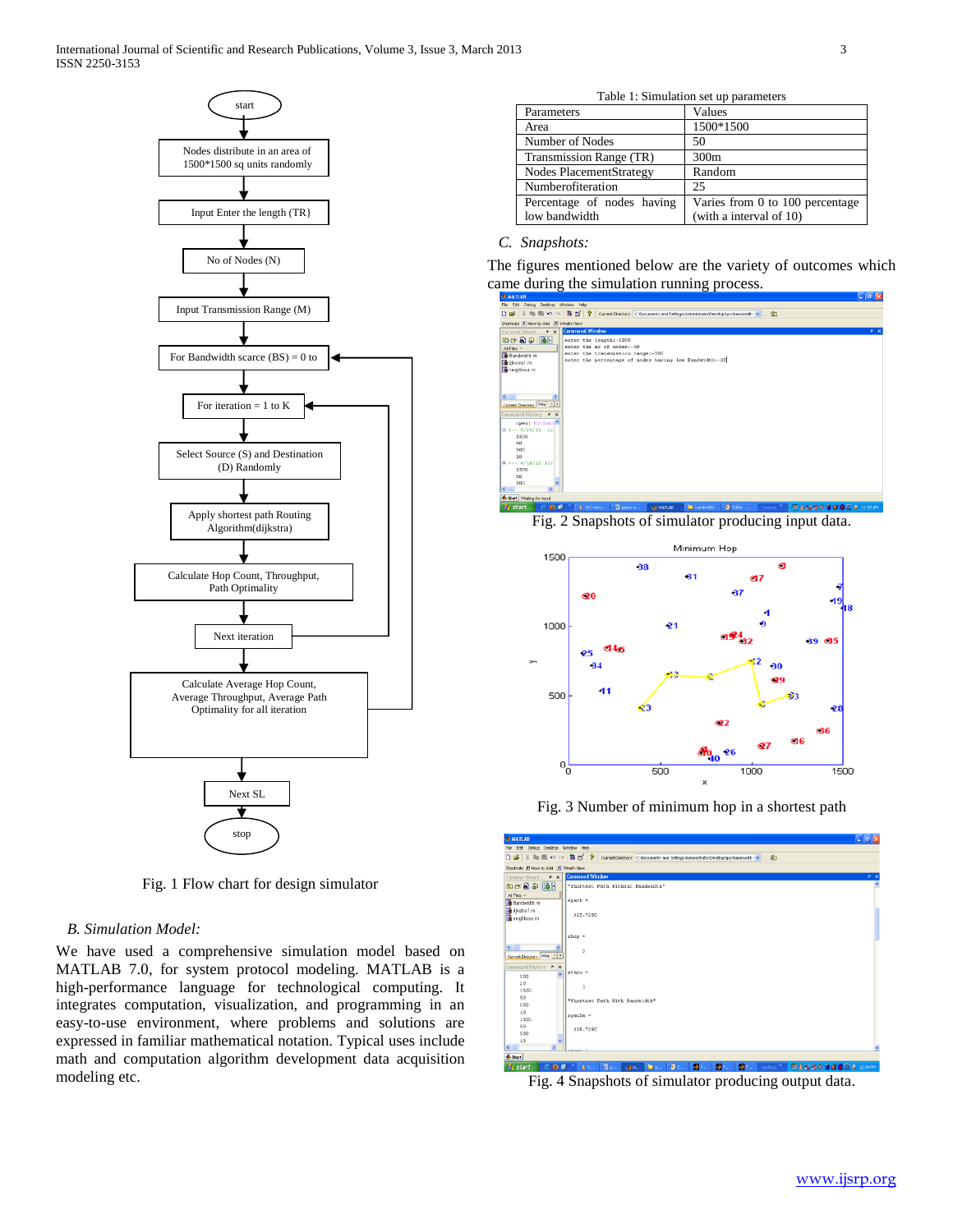Fig. 1 Flow chart for design simulator

*B. Simulation Model:*

We have used a comprehensive simulation model based on MATLAB 7.0, for system protocol modeling. MATLAB is a high-performance language for technological computing. It integrates computation, visualization, and programming in an easy-to-use environment, where problems and solutions are expressed in familiar mathematical notation. Typical uses include math and computation algorithm development data acquisition modeling etc.

Table 1: Simulation set up parameters

| Parameters | Values |
| --- | --- |
| Area | 1500*1500 |
| Number of Nodes | 50 |
| Transmission Range (TR) | 300m |
| Nodes PlacementStrategy | Random |
| Numberofiteration | 25 |
| Percentage of nodes having low bandwidth | Varies from 0 to 100 percentage (with a interval of 10) |

*C. Snapshots:*

The figures mentioned below are the variety of outcomes which came during the simulation running process.

Fig. 2 Snapshots of simulator producing input data.

Fig. 3 Number of minimum hop in a shortest path

Fig. 4 Snapshots of simulator producing output data.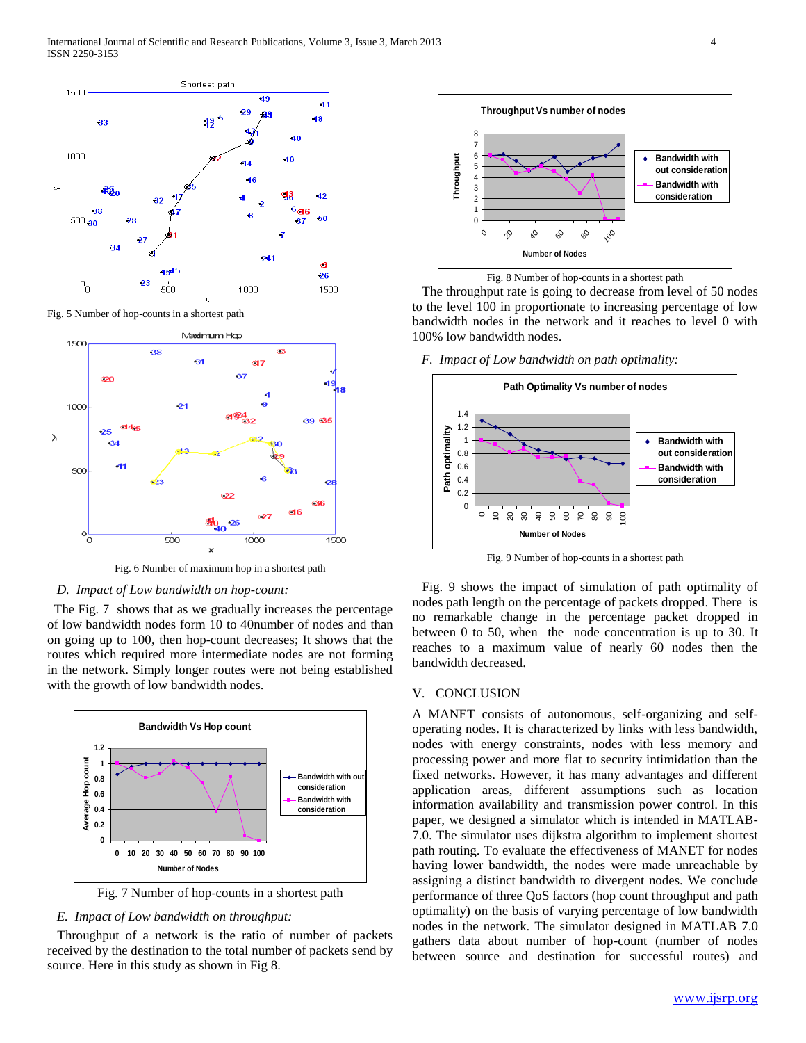Fig. 5 Number of hop-counts in a shortest path

Fig. 6 Number of maximum hop in a shortest path

*D. Impact of Low bandwidth on hop-count:*

The Fig. 7 shows that as we gradually increases the percentage of low bandwidth nodes form 10 to 40number of nodes and than on going up to 100, then hop-count decreases; It shows that the routes which required more intermediate nodes are not forming in the network. Simply longer routes were not being established with the growth of low bandwidth nodes.

Fig. 7 Number of hop-counts in a shortest path

*E. Impact of Low bandwidth on throughput:*

Throughput of a network is the ratio of number of packets received by the destination to the total number of packets send by source. Here in this study as shown in Fig 8.

Fig. 8 Number of hop-counts in a shortest path

The throughput rate is going to decrease from level of 50 nodes to the level 100 in proportionate to increasing percentage of low bandwidth nodes in the network and it reaches to level 0 with 100% low bandwidth nodes.

*F. Impact of Low bandwidth on path optimality:*

Fig. 9 Number of hop-counts in a shortest path

Fig. 9 shows the impact of simulation of path optimality of nodes path length on the percentage of packets dropped. There is no remarkable change in the percentage packet dropped in between 0 to 50, when the node concentration is up to 30. It reaches to a maximum value of nearly 60 nodes then the bandwidth decreased.

## V. CONCLUSION

A MANET consists of autonomous, self-organizing and self-operating nodes. It is characterized by links with less bandwidth, nodes with energy constraints, nodes with less memory and processing power and more flat to security intimidation than the fixed networks. However, it has many advantages and different application areas, different assumptions such as location information availability and transmission power control. In this paper, we designed a simulator which is intended in MATLAB-7.0. The simulator uses dijkstra algorithm to implement shortest path routing. To evaluate the effectiveness of MANET for nodes having lower bandwidth, the nodes were made unreachable by assigning a distinct bandwidth to divergent nodes. We conclude performance of three QoS factors (hop count throughput and path optimality) on the basis of varying percentage of low bandwidth nodes in the network. The simulator designed in MATLAB 7.0 gathers data about number of hop-count (number of nodes between source and destination for successful routes) and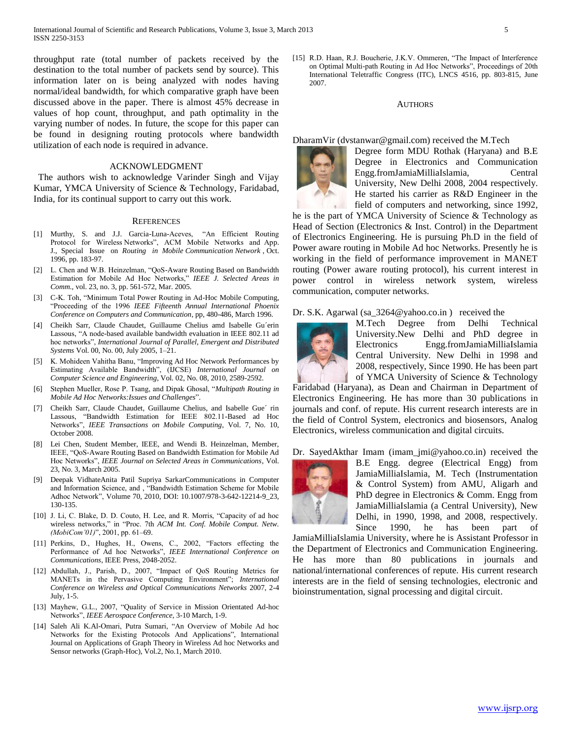throughput rate (total number of packets received by the destination to the total number of packets send by source). This information later on is being analyzed with nodes having normal/ideal bandwidth, for which comparative graph have been discussed above in the paper. There is almost 45% decrease in values of hop count, throughput, and path optimality in the varying number of nodes. In future, the scope for this paper can be found in designing routing protocols where bandwidth utilization of each node is required in advance.

## ACKNOWLEDGMENT

The authors wish to acknowledge Varinder Singh and Vijay Kumar, YMCA University of Science & Technology, Faridabad, India, for its continual support to carry out this work.

## REFERENCES

[1] Murthy, S. and J.J. Garcia-Luna-Aceves, "An Efficient Routing Protocol for Wireless Networks", ACM Mobile Networks and App. J., Special Issue on *Routing in Mobile Communication Network*, Oct. 1996, pp. 183-97.

[2] L. Chen and W.B. Heinzelman, "QoS-Aware Routing Based on Bandwidth Estimation for Mobile Ad Hoc Networks," *IEEE J. Selected Areas in Comm.*, vol. 23, no. 3, pp. 561-572, Mar. 2005.

[3] C-K. Toh, "Minimum Total Power Routing in Ad-Hoc Mobile Computing, "Proceeding of the 1996 *IEEE Fifteenth Annual International Phoenix Conference on Computers and Communication*, pp, 480-486, March 1996.

[4] Cheikh Sarr, Claude Chaudet, Guillaume Chelius amd Isabelle Gu´erin Lassous, "A node-based available bandwidth evaluation in IEEE 802.11 ad hoc networks", *International Journal of Parallel, Emergent and Distributed Systems* Vol. 00, No. 00, July 2005, 1–21.

[5] K. Mohideen Vahitha Banu, "Improving Ad Hoc Network Performances by Estimating Available Bandwidth", (IJCSE) *International Journal on Computer Science and Engineering*, Vol. 02, No. 08, 2010, 2589-2592.

[6] Stephen Mueller, Rose P. Tsang, and Dipak Ghosal, "*Multipath Routing in Mobile Ad Hoc Networks:Issues and Challenges*".

[7] Cheikh Sarr, Claude Chaudet, Guillaume Chelius, and Isabelle Gue´ rin Lassous, "Bandwidth Estimation for IEEE 802.11-Based ad Hoc Networks", *IEEE Transactions on Mobile Computing*, Vol. 7, No. 10, October 2008.

[8] Lei Chen, Student Member, IEEE, and Wendi B. Heinzelman, Member, IEEE, "QoS-Aware Routing Based on Bandwidth Estimation for Mobile Ad Hoc Networks", *IEEE Journal on Selected Areas in Communications*, Vol. 23, No. 3, March 2005.

[9] Deepak VidhateAnita Patil Supriya SarkarCommunications in Computer and Information Science, and , "Bandwidth Estimation Scheme for Mobile Adhoc Network", Volume 70, 2010, DOI: 10.1007/978-3-642-12214-9_23, 130-135.

[10] J. Li, C. Blake, D. D. Couto, H. Lee, and R. Morris, "Capacity of ad hoc wireless networks," in "Proc. 7th *ACM Int. Conf. Mobile Comput. Netw. (MobiCom'01)*", 2001, pp. 61–69.

[11] Perkins, D., Hughes, H., Owens, C., 2002, "Factors effecting the Performance of Ad hoc Networks", *IEEE International Conference on Communications*, IEEE Press, 2048-2052.

[12] Abdullah, J., Parish, D., 2007, "Impact of QoS Routing Metrics for MANETs in the Pervasive Computing Environment"; *International Conference on Wireless and Optical Communications Networks* 2007, 2-4 July, 1-5.

[13] Mayhew, G.L., 2007, "Quality of Service in Mission Orientated Ad-hoc Networks", *IEEE Aerospace Conference*, 3-10 March, 1-9.

[14] Saleh Ali K.Al-Omari, Putra Sumari, "An Overview of Mobile Ad hoc Networks for the Existing Protocols And Applications", International Journal on Applications of Graph Theory in Wireless Ad hoc Networks and Sensor networks (Graph-Hoc), Vol.2, No.1, March 2010.

[15] R.D. Haan, R.J. Boucherie, J.K.V. Ommeren, "The Impact of Interference on Optimal Multi-path Routing in Ad Hoc Networks", Proceedings of 20th International Teletraffic Congress (ITC), LNCS 4516, pp. 803-815, June 2007.

## AUTHORS

DharamVir (dvstanwar@gmail.com) received the M.Tech Degree form MDU Rothak (Haryana) and B.E Degree in Electronics and Communication Engg.fromJamiaMilliaIslamia, Central University, New Delhi 2008, 2004 respectively. He started his carrier as R&D Engineer in the field of computers and networking, since 1992, he is the part of YMCA University of Science & Technology as Head of Section (Electronics & Inst. Control) in the Department of Electronics Engineering. He is pursuing Ph.D in the field of Power aware routing in Mobile Ad hoc Networks. Presently he is working in the field of performance improvement in MANET routing (Power aware routing protocol), his current interest in power control in wireless network system, wireless communication, computer networks.

Dr. S.K. Agarwal (sa_3264@yahoo.co.in ) received the M.Tech Degree from Delhi Technical University.New Delhi and PhD degree in Electronics Engg.fromJamiaMilliaIslamia Central University. New Delhi in 1998 and 2008, respectively, Since 1990. He has been part of YMCA University of Science & Technology Faridabad (Haryana), as Dean and Chairman in Department of Electronics Engineering. He has more than 30 publications in journals and conf. of repute. His current research interests are in the field of Control System, electronics and biosensors, Analog Electronics, wireless communication and digital circuits.

Dr. SayedAkthar Imam (imam_jmi@yahoo.co.in) received the B.E Engg. degree (Electrical Engg) from JamiaMilliaIslamia, M. Tech (Instrumentation & Control System) from AMU, Aligarh and PhD degree in Electronics & Comm. Engg from JamiaMilliaIslamia (a Central University), New Delhi, in 1990, 1998, and 2008, respectively. Since 1990, he has been part of JamiaMilliaIslamia University, where he is Assistant Professor in the Department of Electronics and Communication Engineering. He has more than 80 publications in journals and national/international conferences of repute. His current research interests are in the field of sensing technologies, electronic and bioinstrumentation, signal processing and digital circuit.